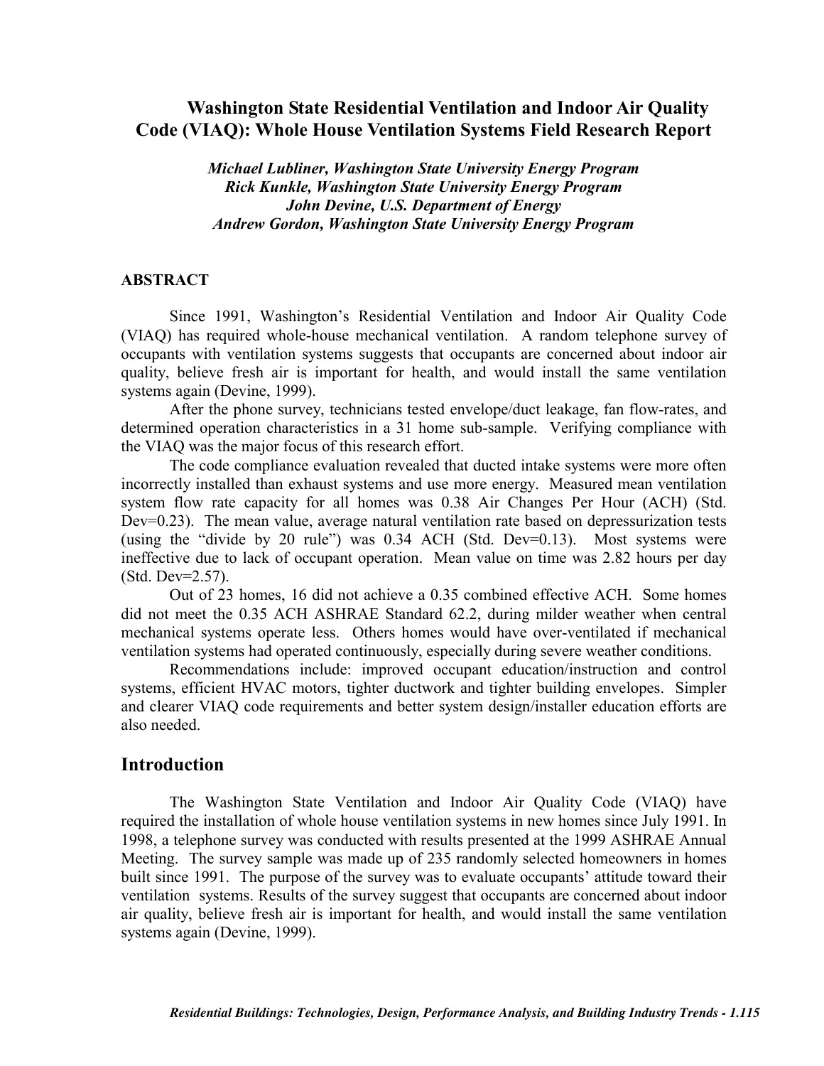# Washington State Residential Ventilation and Indoor Air Quality Code (VIAQ): Whole House Ventilation Systems Field Research Report

*Michael Lubliner, Washington State University Energy Program*
*Rick Kunkle, Washington State University Energy Program*
*John Devine, U.S. Department of Energy*
*Andrew Gordon, Washington State University Energy Program*

## ABSTRACT

Since 1991, Washington's Residential Ventilation and Indoor Air Quality Code (VIAQ) has required whole-house mechanical ventilation. A random telephone survey of occupants with ventilation systems suggests that occupants are concerned about indoor air quality, believe fresh air is important for health, and would install the same ventilation systems again (Devine, 1999).

After the phone survey, technicians tested envelope/duct leakage, fan flow-rates, and determined operation characteristics in a 31 home sub-sample. Verifying compliance with the VIAQ was the major focus of this research effort.

The code compliance evaluation revealed that ducted intake systems were more often incorrectly installed than exhaust systems and use more energy. Measured mean ventilation system flow rate capacity for all homes was 0.38 Air Changes Per Hour (ACH) (Std. Dev=0.23). The mean value, average natural ventilation rate based on depressurization tests (using the "divide by 20 rule") was 0.34 ACH (Std. Dev=0.13). Most systems were ineffective due to lack of occupant operation. Mean value on time was 2.82 hours per day (Std. Dev=2.57).

Out of 23 homes, 16 did not achieve a 0.35 combined effective ACH. Some homes did not meet the 0.35 ACH ASHRAE Standard 62.2, during milder weather when central mechanical systems operate less. Others homes would have over-ventilated if mechanical ventilation systems had operated continuously, especially during severe weather conditions.

Recommendations include: improved occupant education/instruction and control systems, efficient HVAC motors, tighter ductwork and tighter building envelopes. Simpler and clearer VIAQ code requirements and better system design/installer education efforts are also needed.

## Introduction

The Washington State Ventilation and Indoor Air Quality Code (VIAQ) have required the installation of whole house ventilation systems in new homes since July 1991. In 1998, a telephone survey was conducted with results presented at the 1999 ASHRAE Annual Meeting. The survey sample was made up of 235 randomly selected homeowners in homes built since 1991. The purpose of the survey was to evaluate occupants' attitude toward their ventilation systems. Results of the survey suggest that occupants are concerned about indoor air quality, believe fresh air is important for health, and would install the same ventilation systems again (Devine, 1999).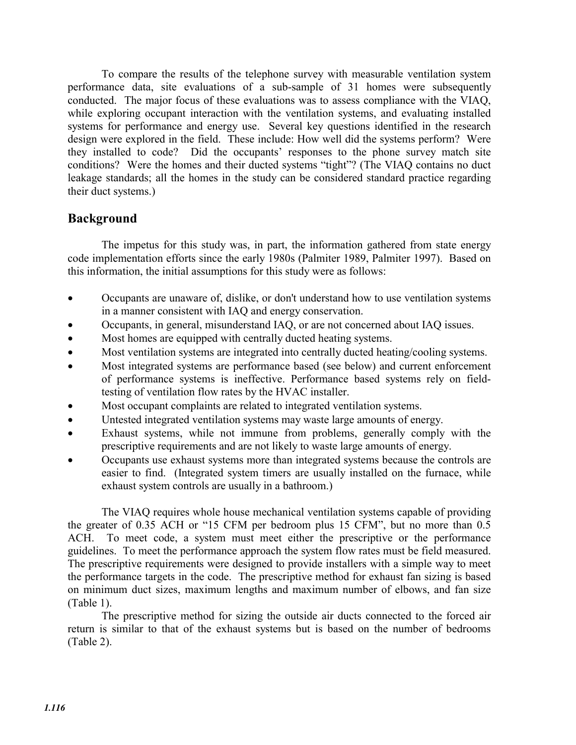To compare the results of the telephone survey with measurable ventilation system performance data, site evaluations of a sub-sample of 31 homes were subsequently conducted. The major focus of these evaluations was to assess compliance with the VIAQ, while exploring occupant interaction with the ventilation systems, and evaluating installed systems for performance and energy use. Several key questions identified in the research design were explored in the field. These include: How well did the systems perform? Were they installed to code? Did the occupants' responses to the phone survey match site conditions? Were the homes and their ducted systems "tight"? (The VIAQ contains no duct leakage standards; all the homes in the study can be considered standard practice regarding their duct systems.)

## Background

The impetus for this study was, in part, the information gathered from state energy code implementation efforts since the early 1980s (Palmiter 1989, Palmiter 1997). Based on this information, the initial assumptions for this study were as follows:

- Occupants are unaware of, dislike, or don't understand how to use ventilation systems in a manner consistent with IAQ and energy conservation.
- Occupants, in general, misunderstand IAQ, or are not concerned about IAQ issues.
- Most homes are equipped with centrally ducted heating systems.
- Most ventilation systems are integrated into centrally ducted heating/cooling systems.
- Most integrated systems are performance based (see below) and current enforcement of performance systems is ineffective. Performance based systems rely on field-testing of ventilation flow rates by the HVAC installer.
- Most occupant complaints are related to integrated ventilation systems.
- Untested integrated ventilation systems may waste large amounts of energy.
- Exhaust systems, while not immune from problems, generally comply with the prescriptive requirements and are not likely to waste large amounts of energy.
- Occupants use exhaust systems more than integrated systems because the controls are easier to find. (Integrated system timers are usually installed on the furnace, while exhaust system controls are usually in a bathroom.)

The VIAQ requires whole house mechanical ventilation systems capable of providing the greater of 0.35 ACH or "15 CFM per bedroom plus 15 CFM", but no more than 0.5 ACH. To meet code, a system must meet either the prescriptive or the performance guidelines. To meet the performance approach the system flow rates must be field measured. The prescriptive requirements were designed to provide installers with a simple way to meet the performance targets in the code. The prescriptive method for exhaust fan sizing is based on minimum duct sizes, maximum lengths and maximum number of elbows, and fan size (Table 1).

The prescriptive method for sizing the outside air ducts connected to the forced air return is similar to that of the exhaust systems but is based on the number of bedrooms (Table 2).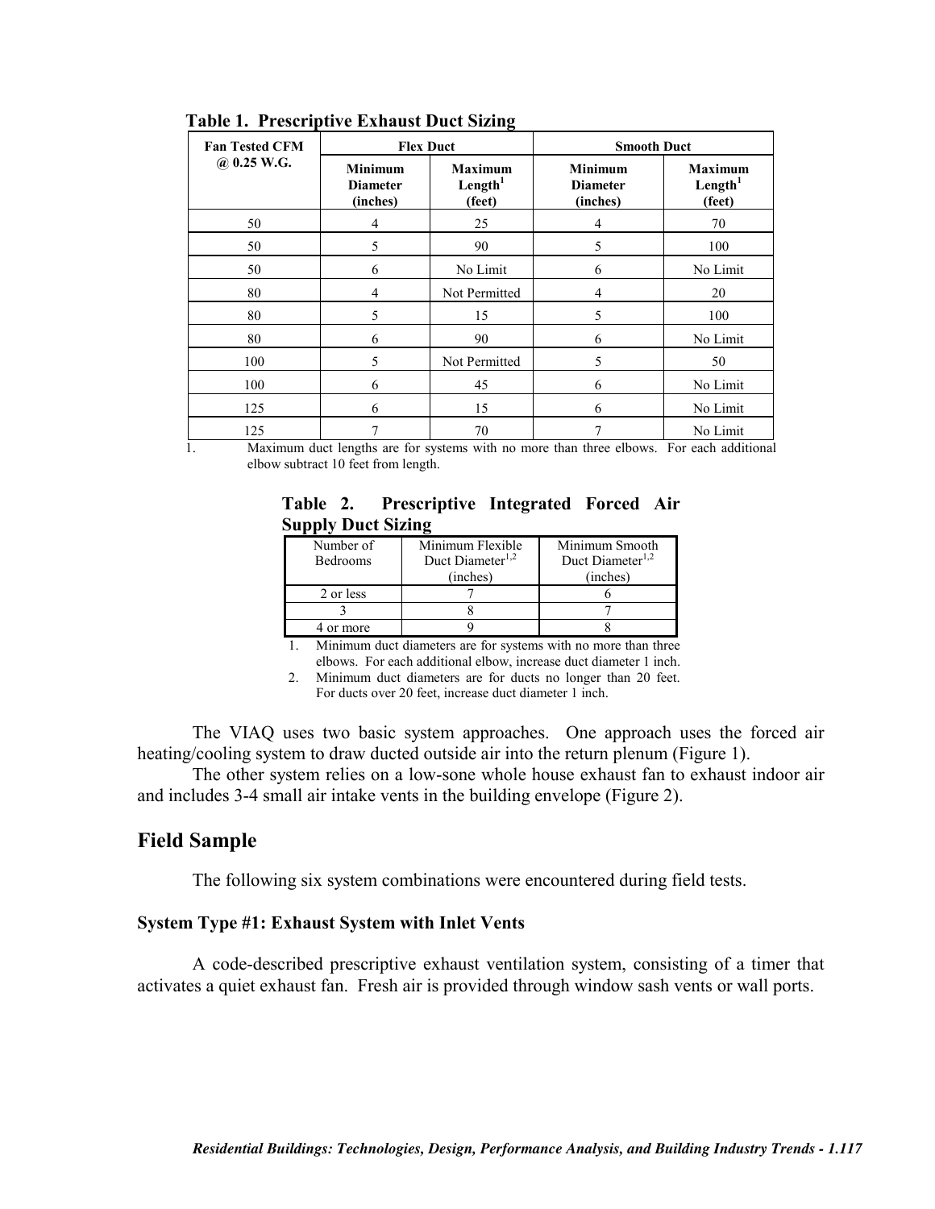**Table 1. Prescriptive Exhaust Duct Sizing**

| Fan Tested CFM @ 0.25 W.G. | Flex Duct | | Smooth Duct | |
|---|---|---|---|---|
| | Minimum Diameter (inches) | Maximum Length[1] (feet) | Minimum Diameter (inches) | Maximum Length[1] (feet) |
| 50 | 4 | 25 | 4 | 70 |
| 50 | 5 | 90 | 5 | 100 |
| 50 | 6 | No Limit | 6 | No Limit |
| 80 | 4 | Not Permitted | 4 | 20 |
| 80 | 5 | 15 | 5 | 100 |
| 80 | 6 | 90 | 6 | No Limit |
| 100 | 5 | Not Permitted | 5 | 50 |
| 100 | 6 | 45 | 6 | No Limit |
| 125 | 6 | 15 | 6 | No Limit |
| 125 | 7 | 70 | 7 | No Limit |

1. Maximum duct lengths are for systems with no more than three elbows. For each additional elbow subtract 10 feet from length.

**Table 2. Prescriptive Integrated Forced Air Supply Duct Sizing**

| Number of Bedrooms | Minimum Flexible Duct Diameter[1,2] (inches) | Minimum Smooth Duct Diameter[1,2] (inches) |
|---|---|---|
| 2 or less | 7 | 6 |
| 3 | 8 | 7 |
| 4 or more | 9 | 8 |

1. Minimum duct diameters are for systems with no more than three elbows. For each additional elbow, increase duct diameter 1 inch.
2. Minimum duct diameters are for ducts no longer than 20 feet. For ducts over 20 feet, increase duct diameter 1 inch.

The VIAQ uses two basic system approaches. One approach uses the forced air heating/cooling system to draw ducted outside air into the return plenum (Figure 1).

The other system relies on a low-sone whole house exhaust fan to exhaust indoor air and includes 3-4 small air intake vents in the building envelope (Figure 2).

## Field Sample

The following six system combinations were encountered during field tests.

### System Type #1: Exhaust System with Inlet Vents

A code-described prescriptive exhaust ventilation system, consisting of a timer that activates a quiet exhaust fan. Fresh air is provided through window sash vents or wall ports.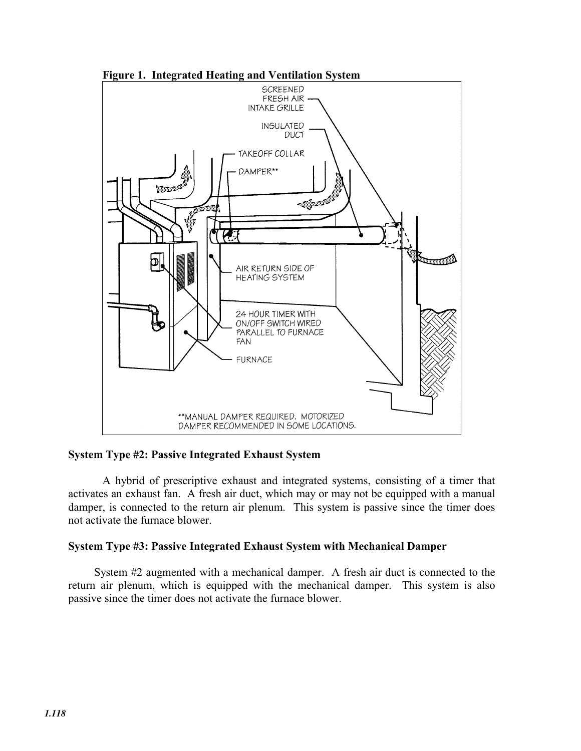**Figure 1. Integrated Heating and Ventilation System**

### System Type #2: Passive Integrated Exhaust System

A hybrid of prescriptive exhaust and integrated systems, consisting of a timer that activates an exhaust fan. A fresh air duct, which may or may not be equipped with a manual damper, is connected to the return air plenum. This system is passive since the timer does not activate the furnace blower.

### System Type #3: Passive Integrated Exhaust System with Mechanical Damper

System #2 augmented with a mechanical damper. A fresh air duct is connected to the return air plenum, which is equipped with the mechanical damper. This system is also passive since the timer does not activate the furnace blower.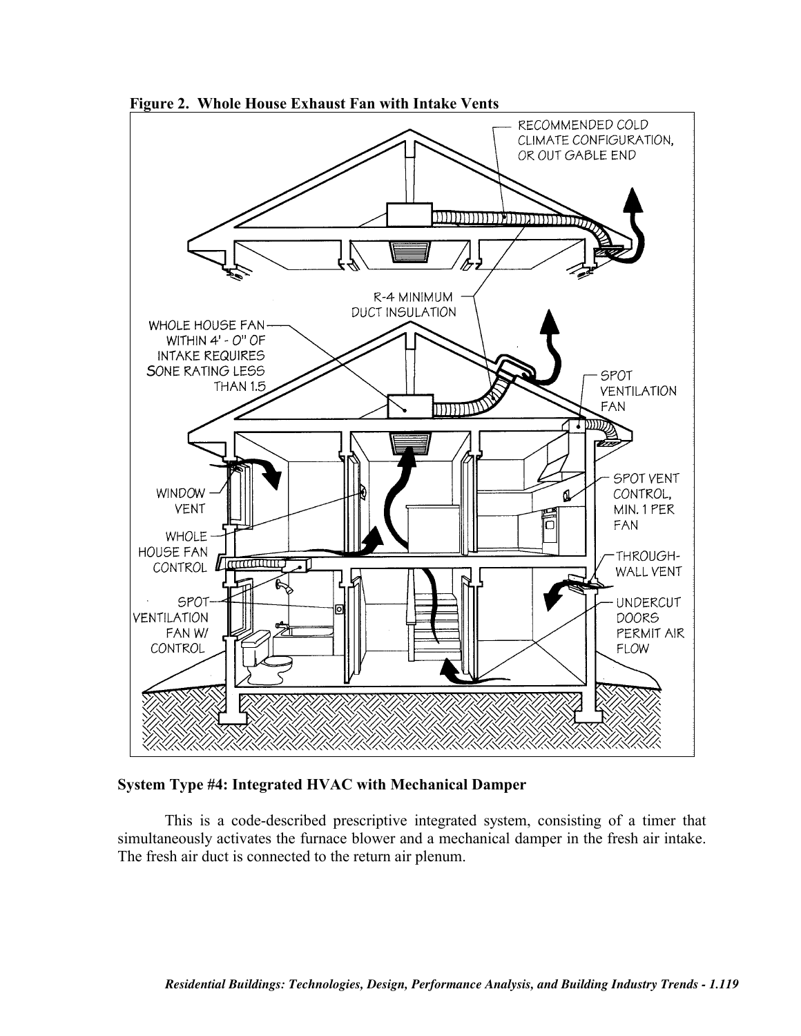**Figure 2. Whole House Exhaust Fan with Intake Vents**

### System Type #4: Integrated HVAC with Mechanical Damper

This is a code-described prescriptive integrated system, consisting of a timer that simultaneously activates the furnace blower and a mechanical damper in the fresh air intake. The fresh air duct is connected to the return air plenum.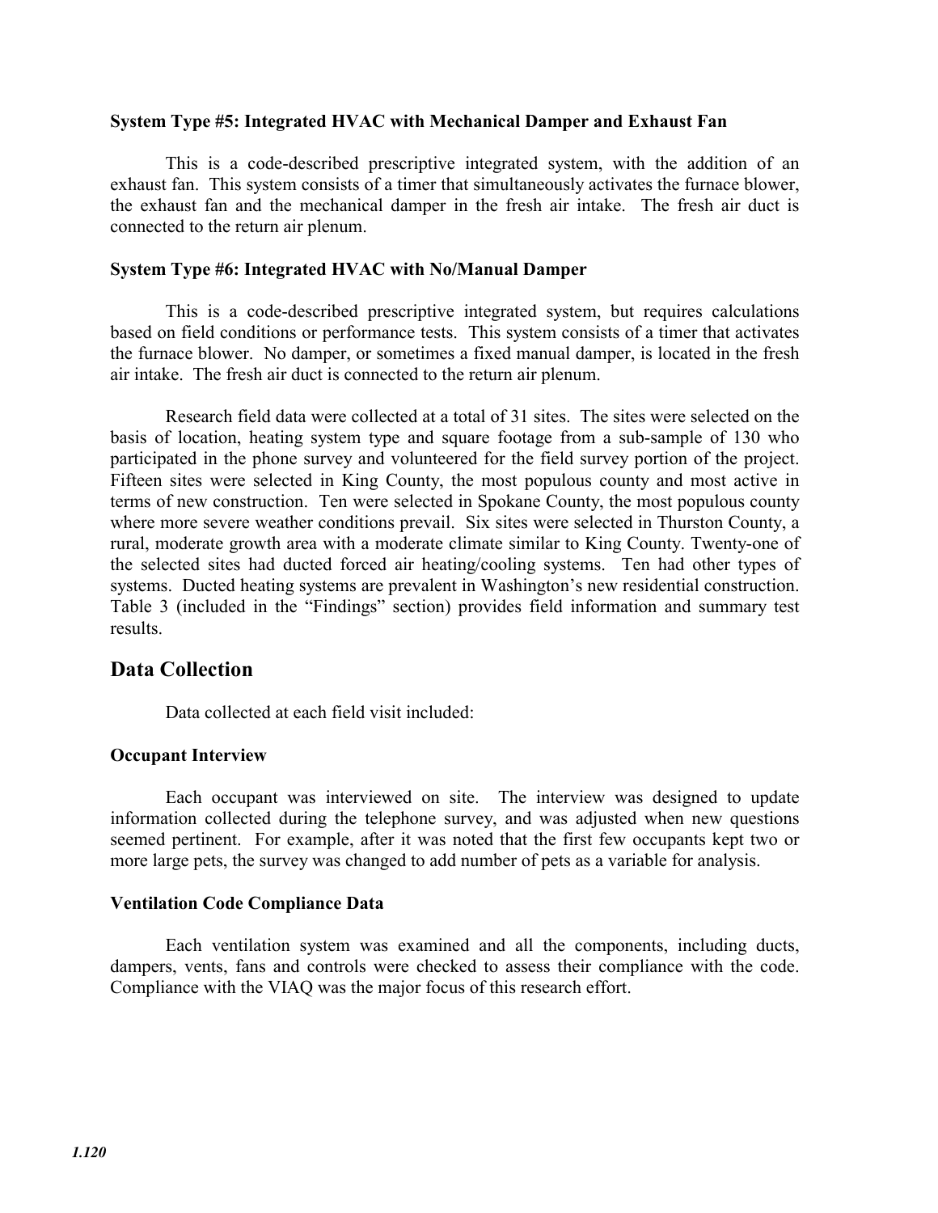**System Type #5: Integrated HVAC with Mechanical Damper and Exhaust Fan**

This is a code-described prescriptive integrated system, with the addition of an exhaust fan. This system consists of a timer that simultaneously activates the furnace blower, the exhaust fan and the mechanical damper in the fresh air intake. The fresh air duct is connected to the return air plenum.

**System Type #6: Integrated HVAC with No/Manual Damper**

This is a code-described prescriptive integrated system, but requires calculations based on field conditions or performance tests. This system consists of a timer that activates the furnace blower. No damper, or sometimes a fixed manual damper, is located in the fresh air intake. The fresh air duct is connected to the return air plenum.

Research field data were collected at a total of 31 sites. The sites were selected on the basis of location, heating system type and square footage from a sub-sample of 130 who participated in the phone survey and volunteered for the field survey portion of the project. Fifteen sites were selected in King County, the most populous county and most active in terms of new construction. Ten were selected in Spokane County, the most populous county where more severe weather conditions prevail. Six sites were selected in Thurston County, a rural, moderate growth area with a moderate climate similar to King County. Twenty-one of the selected sites had ducted forced air heating/cooling systems. Ten had other types of systems. Ducted heating systems are prevalent in Washington's new residential construction. Table 3 (included in the "Findings" section) provides field information and summary test results.

## Data Collection

Data collected at each field visit included:

**Occupant Interview**

Each occupant was interviewed on site. The interview was designed to update information collected during the telephone survey, and was adjusted when new questions seemed pertinent. For example, after it was noted that the first few occupants kept two or more large pets, the survey was changed to add number of pets as a variable for analysis.

**Ventilation Code Compliance Data**

Each ventilation system was examined and all the components, including ducts, dampers, vents, fans and controls were checked to assess their compliance with the code. Compliance with the VIAQ was the major focus of this research effort.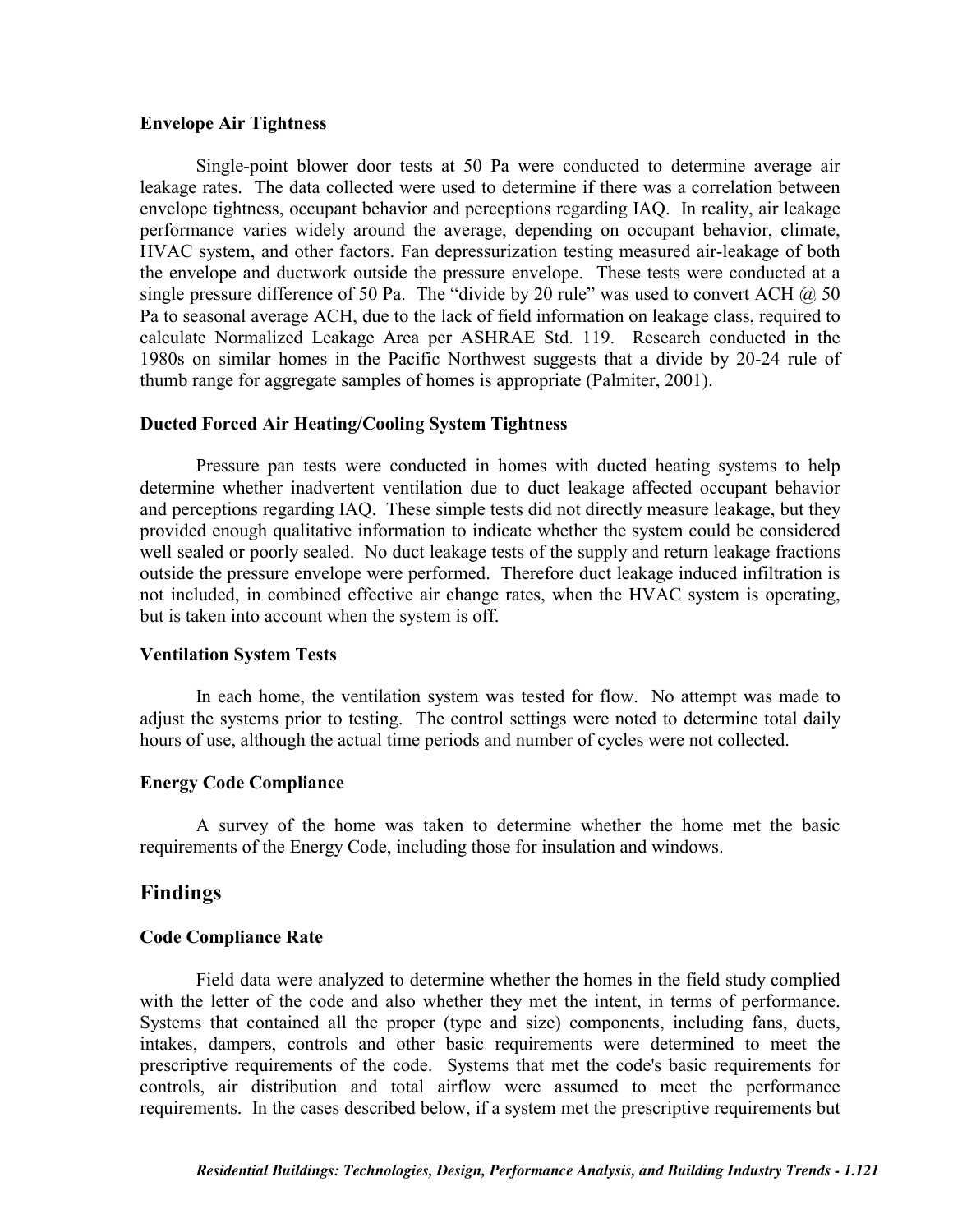### Envelope Air Tightness

Single-point blower door tests at 50 Pa were conducted to determine average air leakage rates. The data collected were used to determine if there was a correlation between envelope tightness, occupant behavior and perceptions regarding IAQ. In reality, air leakage performance varies widely around the average, depending on occupant behavior, climate, HVAC system, and other factors. Fan depressurization testing measured air-leakage of both the envelope and ductwork outside the pressure envelope. These tests were conducted at a single pressure difference of 50 Pa. The "divide by 20 rule" was used to convert ACH @ 50 Pa to seasonal average ACH, due to the lack of field information on leakage class, required to calculate Normalized Leakage Area per ASHRAE Std. 119. Research conducted in the 1980s on similar homes in the Pacific Northwest suggests that a divide by 20-24 rule of thumb range for aggregate samples of homes is appropriate (Palmiter, 2001).

### Ducted Forced Air Heating/Cooling System Tightness

Pressure pan tests were conducted in homes with ducted heating systems to help determine whether inadvertent ventilation due to duct leakage affected occupant behavior and perceptions regarding IAQ. These simple tests did not directly measure leakage, but they provided enough qualitative information to indicate whether the system could be considered well sealed or poorly sealed. No duct leakage tests of the supply and return leakage fractions outside the pressure envelope were performed. Therefore duct leakage induced infiltration is not included, in combined effective air change rates, when the HVAC system is operating, but is taken into account when the system is off.

### Ventilation System Tests

In each home, the ventilation system was tested for flow. No attempt was made to adjust the systems prior to testing. The control settings were noted to determine total daily hours of use, although the actual time periods and number of cycles were not collected.

### Energy Code Compliance

A survey of the home was taken to determine whether the home met the basic requirements of the Energy Code, including those for insulation and windows.

## Findings

### Code Compliance Rate

Field data were analyzed to determine whether the homes in the field study complied with the letter of the code and also whether they met the intent, in terms of performance. Systems that contained all the proper (type and size) components, including fans, ducts, intakes, dampers, controls and other basic requirements were determined to meet the prescriptive requirements of the code. Systems that met the code's basic requirements for controls, air distribution and total airflow were assumed to meet the performance requirements. In the cases described below, if a system met the prescriptive requirements but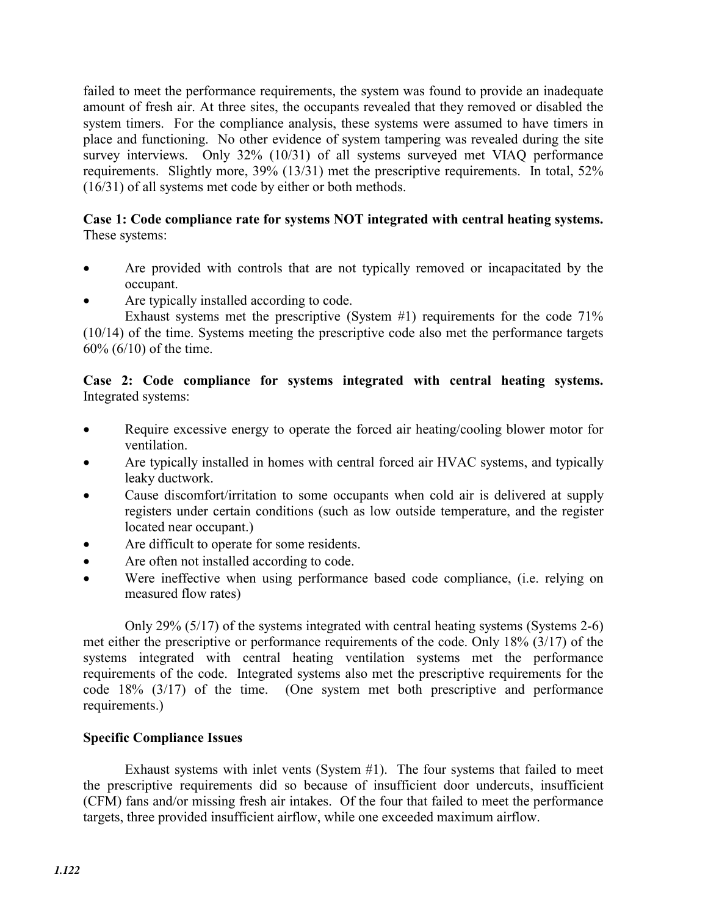failed to meet the performance requirements, the system was found to provide an inadequate amount of fresh air. At three sites, the occupants revealed that they removed or disabled the system timers. For the compliance analysis, these systems were assumed to have timers in place and functioning. No other evidence of system tampering was revealed during the site survey interviews. Only 32% (10/31) of all systems surveyed met VIAQ performance requirements. Slightly more, 39% (13/31) met the prescriptive requirements. In total, 52% (16/31) of all systems met code by either or both methods.

**Case 1: Code compliance rate for systems NOT integrated with central heating systems.** These systems:

- Are provided with controls that are not typically removed or incapacitated by the occupant.
- Are typically installed according to code.

Exhaust systems met the prescriptive (System #1) requirements for the code 71% (10/14) of the time. Systems meeting the prescriptive code also met the performance targets 60% (6/10) of the time.

**Case 2: Code compliance for systems integrated with central heating systems.** Integrated systems:

- Require excessive energy to operate the forced air heating/cooling blower motor for ventilation.
- Are typically installed in homes with central forced air HVAC systems, and typically leaky ductwork.
- Cause discomfort/irritation to some occupants when cold air is delivered at supply registers under certain conditions (such as low outside temperature, and the register located near occupant.)
- Are difficult to operate for some residents.
- Are often not installed according to code.
- Were ineffective when using performance based code compliance, (i.e. relying on measured flow rates)

Only 29% (5/17) of the systems integrated with central heating systems (Systems 2-6) met either the prescriptive or performance requirements of the code. Only 18% (3/17) of the systems integrated with central heating ventilation systems met the performance requirements of the code. Integrated systems also met the prescriptive requirements for the code 18% (3/17) of the time. (One system met both prescriptive and performance requirements.)

**Specific Compliance Issues**

Exhaust systems with inlet vents (System #1). The four systems that failed to meet the prescriptive requirements did so because of insufficient door undercuts, insufficient (CFM) fans and/or missing fresh air intakes. Of the four that failed to meet the performance targets, three provided insufficient airflow, while one exceeded maximum airflow.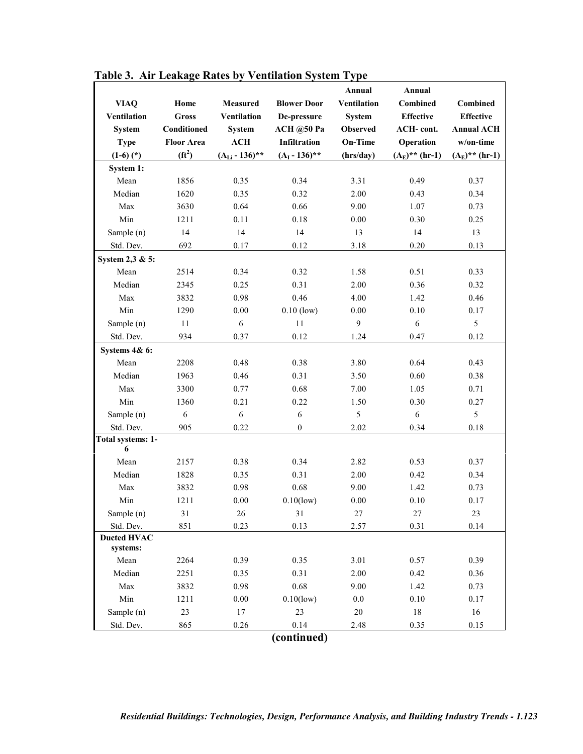**Table 3. Air Leakage Rates by Ventilation System Type**

| VIAQ Ventilation System Type (1-6) (*) | Home Gross Conditioned Floor Area ($ft^2$) | Measured Ventilation System ACH ($A_{Li}$ - 136)** | Blower Door De-pressure ACH @50 Pa Infiltration ($A_I$ - 136)** | Annual Ventilation System Observed On-Time (hrs/day) | Annual Combined Effective ACH- cont. Operation ($A_E$)** (hr-1) | Combined Effective Annual ACH w/on-time ($A_E$)** (hr-1) |
|---|---|---|---|---|---|---|
| **System 1:** | | | | | | |
| Mean | 1856 | 0.35 | 0.34 | 3.31 | 0.49 | 0.37 |
| Median | 1620 | 0.35 | 0.32 | 2.00 | 0.43 | 0.34 |
| Max | 3630 | 0.64 | 0.66 | 9.00 | 1.07 | 0.73 |
| Min | 1211 | 0.11 | 0.18 | 0.00 | 0.30 | 0.25 |
| Sample (n) | 14 | 14 | 14 | 13 | 14 | 13 |
| Std. Dev. | 692 | 0.17 | 0.12 | 3.18 | 0.20 | 0.13 |
| **System 2,3 & 5:** | | | | | | |
| Mean | 2514 | 0.34 | 0.32 | 1.58 | 0.51 | 0.33 |
| Median | 2345 | 0.25 | 0.31 | 2.00 | 0.36 | 0.32 |
| Max | 3832 | 0.98 | 0.46 | 4.00 | 1.42 | 0.46 |
| Min | 1290 | 0.00 | 0.10 (low) | 0.00 | 0.10 | 0.17 |
| Sample (n) | 11 | 6 | 11 | 9 | 6 | 5 |
| Std. Dev. | 934 | 0.37 | 0.12 | 1.24 | 0.47 | 0.12 |
| **Systems 4& 6:** | | | | | | |
| Mean | 2208 | 0.48 | 0.38 | 3.80 | 0.64 | 0.43 |
| Median | 1963 | 0.46 | 0.31 | 3.50 | 0.60 | 0.38 |
| Max | 3300 | 0.77 | 0.68 | 7.00 | 1.05 | 0.71 |
| Min | 1360 | 0.21 | 0.22 | 1.50 | 0.30 | 0.27 |
| Sample (n) | 6 | 6 | 6 | 5 | 6 | 5 |
| Std. Dev. | 905 | 0.22 | 0 | 2.02 | 0.34 | 0.18 |
| **Total systems: 1-6** | | | | | | |
| Mean | 2157 | 0.38 | 0.34 | 2.82 | 0.53 | 0.37 |
| Median | 1828 | 0.35 | 0.31 | 2.00 | 0.42 | 0.34 |
| Max | 3832 | 0.98 | 0.68 | 9.00 | 1.42 | 0.73 |
| Min | 1211 | 0.00 | 0.10(low) | 0.00 | 0.10 | 0.17 |
| Sample (n) | 31 | 26 | 31 | 27 | 27 | 23 |
| Std. Dev. | 851 | 0.23 | 0.13 | 2.57 | 0.31 | 0.14 |
| **Ducted HVAC systems:** | | | | | | |
| Mean | 2264 | 0.39 | 0.35 | 3.01 | 0.57 | 0.39 |
| Median | 2251 | 0.35 | 0.31 | 2.00 | 0.42 | 0.36 |
| Max | 3832 | 0.98 | 0.68 | 9.00 | 1.42 | 0.73 |
| Min | 1211 | 0.00 | 0.10(low) | 0.0 | 0.10 | 0.17 |
| Sample (n) | 23 | 17 | 23 | 20 | 18 | 16 |
| Std. Dev. | 865 | 0.26 | 0.14 | 2.48 | 0.35 | 0.15 |

**(continued)**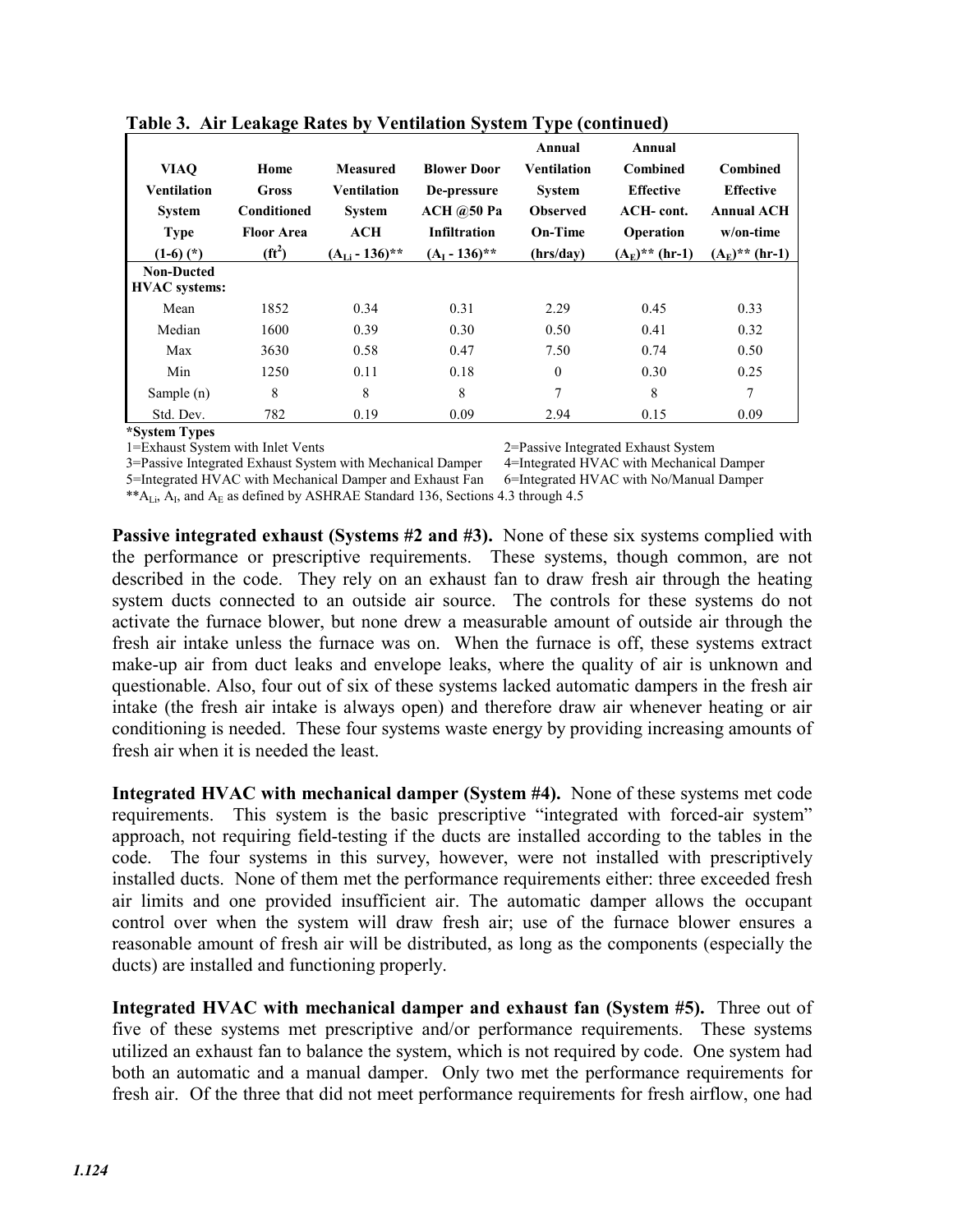**Table 3. Air Leakage Rates by Ventilation System Type (continued)**

| VIAQ Ventilation System Type (1-6) (*) | Home Gross Conditioned Floor Area ($ft^2$) | Measured Ventilation System ACH ($A_{Li}$ - 136)** | Blower Door De-pressure ACH @50 Pa Infiltration ($A_I$ - 136)** | Annual Ventilation System Observed On-Time (hrs/day) | Annual Combined Effective ACH- cont. Operation ($A_E$)** (hr-1) | Combined Effective Annual ACH w/on-time ($A_E$)** (hr-1) |
|---|---|---|---|---|---|---|
| **Non-Ducted HVAC systems:** | | | | | | |
| Mean | 1852 | 0.34 | 0.31 | 2.29 | 0.45 | 0.33 |
| Median | 1600 | 0.39 | 0.30 | 0.50 | 0.41 | 0.32 |
| Max | 3630 | 0.58 | 0.47 | 7.50 | 0.74 | 0.50 |
| Min | 1250 | 0.11 | 0.18 | 0 | 0.30 | 0.25 |
| Sample (n) | 8 | 8 | 8 | 7 | 8 | 7 |
| Std. Dev. | 782 | 0.19 | 0.09 | 2.94 | 0.15 | 0.09 |

**\*System Types**

1=Exhaust System with Inlet Vents
2=Passive Integrated Exhaust System
3=Passive Integrated Exhaust System with Mechanical Damper
4=Integrated HVAC with Mechanical Damper
5=Integrated HVAC with Mechanical Damper and Exhaust Fan
6=Integrated HVAC with No/Manual Damper

**$A_{Li}$, $A_I$, and $A_E$ as defined by ASHRAE Standard 136, Sections 4.3 through 4.5

**Passive integrated exhaust (Systems #2 and #3).** None of these six systems complied with the performance or prescriptive requirements. These systems, though common, are not described in the code. They rely on an exhaust fan to draw fresh air through the heating system ducts connected to an outside air source. The controls for these systems do not activate the furnace blower, but none drew a measurable amount of outside air through the fresh air intake unless the furnace was on. When the furnace is off, these systems extract make-up air from duct leaks and envelope leaks, where the quality of air is unknown and questionable. Also, four out of six of these systems lacked automatic dampers in the fresh air intake (the fresh air intake is always open) and therefore draw air whenever heating or air conditioning is needed. These four systems waste energy by providing increasing amounts of fresh air when it is needed the least.

**Integrated HVAC with mechanical damper (System #4).** None of these systems met code requirements. This system is the basic prescriptive "integrated with forced-air system" approach, not requiring field-testing if the ducts are installed according to the tables in the code. The four systems in this survey, however, were not installed with prescriptively installed ducts. None of them met the performance requirements either: three exceeded fresh air limits and one provided insufficient air. The automatic damper allows the occupant control over when the system will draw fresh air; use of the furnace blower ensures a reasonable amount of fresh air will be distributed, as long as the components (especially the ducts) are installed and functioning properly.

**Integrated HVAC with mechanical damper and exhaust fan (System #5).** Three out of five of these systems met prescriptive and/or performance requirements. These systems utilized an exhaust fan to balance the system, which is not required by code. One system had both an automatic and a manual damper. Only two met the performance requirements for fresh air. Of the three that did not meet performance requirements for fresh airflow, one had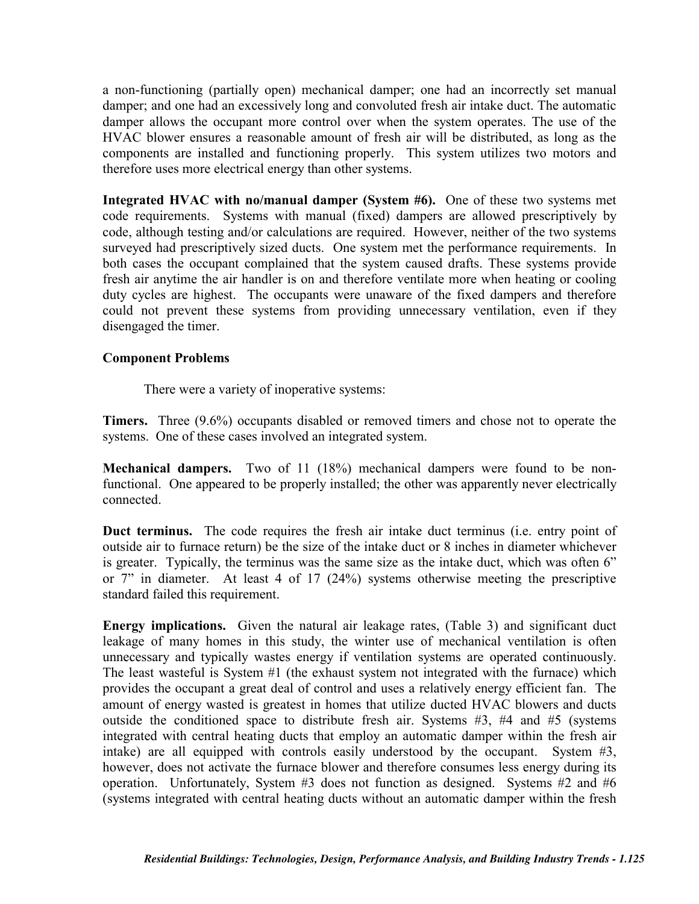a non-functioning (partially open) mechanical damper; one had an incorrectly set manual damper; and one had an excessively long and convoluted fresh air intake duct. The automatic damper allows the occupant more control over when the system operates. The use of the HVAC blower ensures a reasonable amount of fresh air will be distributed, as long as the components are installed and functioning properly. This system utilizes two motors and therefore uses more electrical energy than other systems.

**Integrated HVAC with no/manual damper (System #6).** One of these two systems met code requirements. Systems with manual (fixed) dampers are allowed prescriptively by code, although testing and/or calculations are required. However, neither of the two systems surveyed had prescriptively sized ducts. One system met the performance requirements. In both cases the occupant complained that the system caused drafts. These systems provide fresh air anytime the air handler is on and therefore ventilate more when heating or cooling duty cycles are highest. The occupants were unaware of the fixed dampers and therefore could not prevent these systems from providing unnecessary ventilation, even if they disengaged the timer.

**Component Problems**

There were a variety of inoperative systems:

**Timers.** Three (9.6%) occupants disabled or removed timers and chose not to operate the systems. One of these cases involved an integrated system.

**Mechanical dampers.** Two of 11 (18%) mechanical dampers were found to be non-functional. One appeared to be properly installed; the other was apparently never electrically connected.

**Duct terminus.** The code requires the fresh air intake duct terminus (i.e. entry point of outside air to furnace return) be the size of the intake duct or 8 inches in diameter whichever is greater. Typically, the terminus was the same size as the intake duct, which was often 6" or 7" in diameter. At least 4 of 17 (24%) systems otherwise meeting the prescriptive standard failed this requirement.

**Energy implications.** Given the natural air leakage rates, (Table 3) and significant duct leakage of many homes in this study, the winter use of mechanical ventilation is often unnecessary and typically wastes energy if ventilation systems are operated continuously. The least wasteful is System #1 (the exhaust system not integrated with the furnace) which provides the occupant a great deal of control and uses a relatively energy efficient fan. The amount of energy wasted is greatest in homes that utilize ducted HVAC blowers and ducts outside the conditioned space to distribute fresh air. Systems #3, #4 and #5 (systems integrated with central heating ducts that employ an automatic damper within the fresh air intake) are all equipped with controls easily understood by the occupant. System #3, however, does not activate the furnace blower and therefore consumes less energy during its operation. Unfortunately, System #3 does not function as designed. Systems #2 and #6 (systems integrated with central heating ducts without an automatic damper within the fresh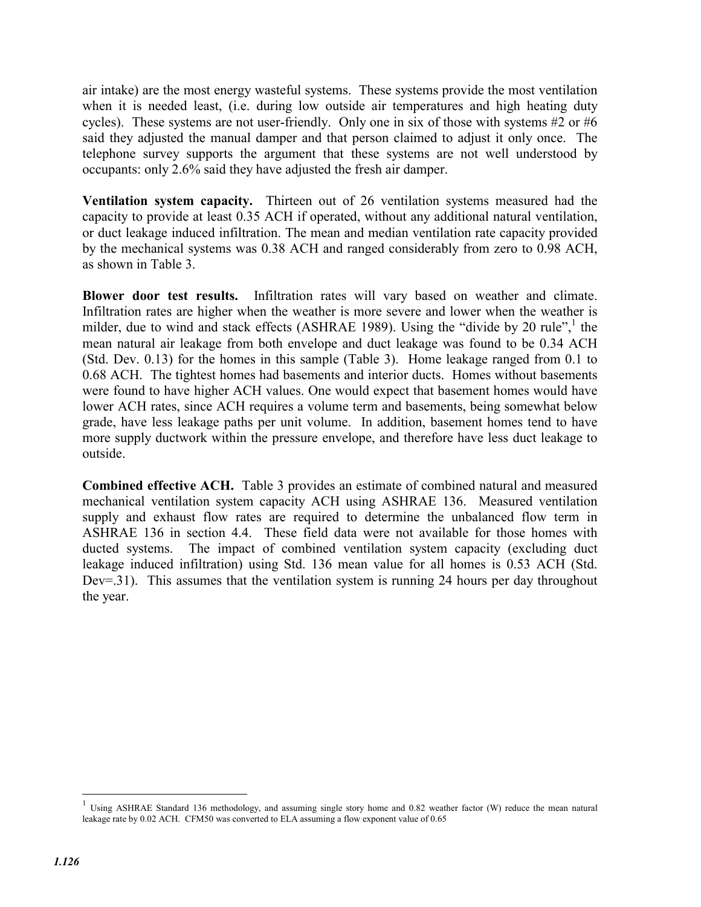air intake) are the most energy wasteful systems. These systems provide the most ventilation when it is needed least, (i.e. during low outside air temperatures and high heating duty cycles). These systems are not user-friendly. Only one in six of those with systems #2 or #6 said they adjusted the manual damper and that person claimed to adjust it only once. The telephone survey supports the argument that these systems are not well understood by occupants: only 2.6% said they have adjusted the fresh air damper.

**Ventilation system capacity.** Thirteen out of 26 ventilation systems measured had the capacity to provide at least 0.35 ACH if operated, without any additional natural ventilation, or duct leakage induced infiltration. The mean and median ventilation rate capacity provided by the mechanical systems was 0.38 ACH and ranged considerably from zero to 0.98 ACH, as shown in Table 3.

**Blower door test results.** Infiltration rates will vary based on weather and climate. Infiltration rates are higher when the weather is more severe and lower when the weather is milder, due to wind and stack effects (ASHRAE 1989). Using the "divide by 20 rule",[1] the mean natural air leakage from both envelope and duct leakage was found to be 0.34 ACH (Std. Dev. 0.13) for the homes in this sample (Table 3). Home leakage ranged from 0.1 to 0.68 ACH. The tightest homes had basements and interior ducts. Homes without basements were found to have higher ACH values. One would expect that basement homes would have lower ACH rates, since ACH requires a volume term and basements, being somewhat below grade, have less leakage paths per unit volume. In addition, basement homes tend to have more supply ductwork within the pressure envelope, and therefore have less duct leakage to outside.

**Combined effective ACH.** Table 3 provides an estimate of combined natural and measured mechanical ventilation system capacity ACH using ASHRAE 136. Measured ventilation supply and exhaust flow rates are required to determine the unbalanced flow term in ASHRAE 136 in section 4.4. These field data were not available for those homes with ducted systems. The impact of combined ventilation system capacity (excluding duct leakage induced infiltration) using Std. 136 mean value for all homes is 0.53 ACH (Std. Dev=.31). This assumes that the ventilation system is running 24 hours per day throughout the year.

[1] Using ASHRAE Standard 136 methodology, and assuming single story home and 0.82 weather factor (W) reduce the mean natural leakage rate by 0.02 ACH. CFM50 was converted to ELA assuming a flow exponent value of 0.65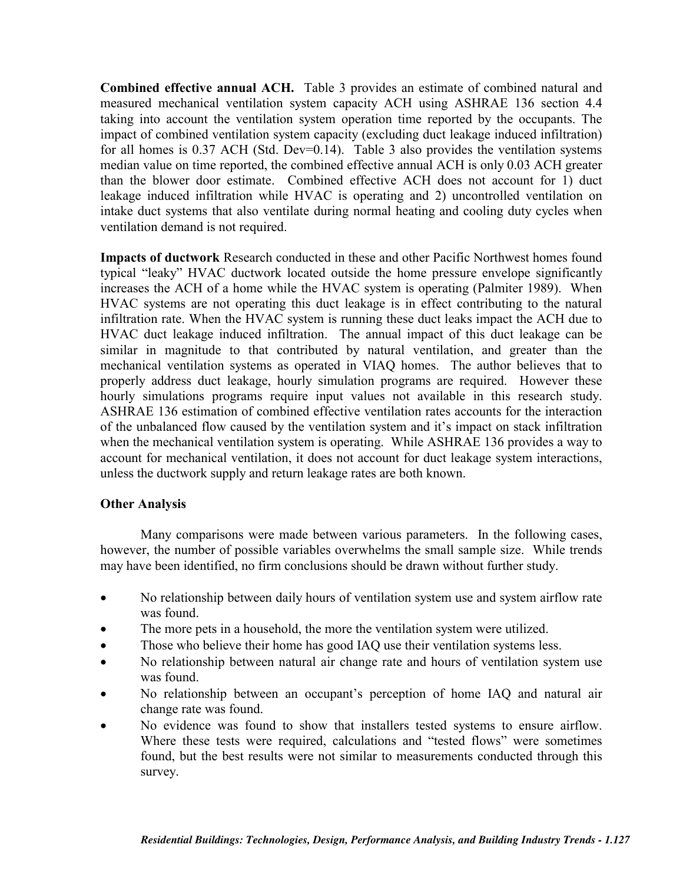**Combined effective annual ACH.** Table 3 provides an estimate of combined natural and measured mechanical ventilation system capacity ACH using ASHRAE 136 section 4.4 taking into account the ventilation system operation time reported by the occupants. The impact of combined ventilation system capacity (excluding duct leakage induced infiltration) for all homes is 0.37 ACH (Std. Dev=0.14). Table 3 also provides the ventilation systems median value on time reported, the combined effective annual ACH is only 0.03 ACH greater than the blower door estimate. Combined effective ACH does not account for 1) duct leakage induced infiltration while HVAC is operating and 2) uncontrolled ventilation on intake duct systems that also ventilate during normal heating and cooling duty cycles when ventilation demand is not required.

**Impacts of ductwork** Research conducted in these and other Pacific Northwest homes found typical "leaky" HVAC ductwork located outside the home pressure envelope significantly increases the ACH of a home while the HVAC system is operating (Palmiter 1989). When HVAC systems are not operating this duct leakage is in effect contributing to the natural infiltration rate. When the HVAC system is running these duct leaks impact the ACH due to HVAC duct leakage induced infiltration. The annual impact of this duct leakage can be similar in magnitude to that contributed by natural ventilation, and greater than the mechanical ventilation systems as operated in VIAQ homes. The author believes that to properly address duct leakage, hourly simulation programs are required. However these hourly simulations programs require input values not available in this research study. ASHRAE 136 estimation of combined effective ventilation rates accounts for the interaction of the unbalanced flow caused by the ventilation system and it's impact on stack infiltration when the mechanical ventilation system is operating. While ASHRAE 136 provides a way to account for mechanical ventilation, it does not account for duct leakage system interactions, unless the ductwork supply and return leakage rates are both known.

### Other Analysis

Many comparisons were made between various parameters. In the following cases, however, the number of possible variables overwhelms the small sample size. While trends may have been identified, no firm conclusions should be drawn without further study.

- No relationship between daily hours of ventilation system use and system airflow rate was found.
- The more pets in a household, the more the ventilation system were utilized.
- Those who believe their home has good IAQ use their ventilation systems less.
- No relationship between natural air change rate and hours of ventilation system use was found.
- No relationship between an occupant's perception of home IAQ and natural air change rate was found.
- No evidence was found to show that installers tested systems to ensure airflow. Where these tests were required, calculations and "tested flows" were sometimes found, but the best results were not similar to measurements conducted through this survey.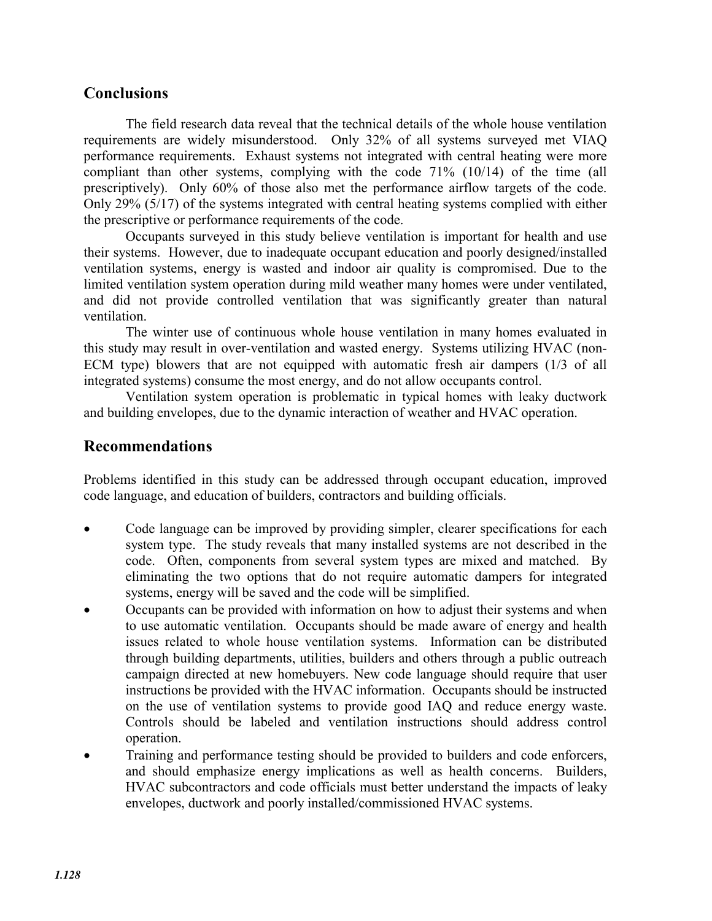## Conclusions

The field research data reveal that the technical details of the whole house ventilation requirements are widely misunderstood. Only 32% of all systems surveyed met VIAQ performance requirements. Exhaust systems not integrated with central heating were more compliant than other systems, complying with the code 71% (10/14) of the time (all prescriptively). Only 60% of those also met the performance airflow targets of the code. Only 29% (5/17) of the systems integrated with central heating systems complied with either the prescriptive or performance requirements of the code.

Occupants surveyed in this study believe ventilation is important for health and use their systems. However, due to inadequate occupant education and poorly designed/installed ventilation systems, energy is wasted and indoor air quality is compromised. Due to the limited ventilation system operation during mild weather many homes were under ventilated, and did not provide controlled ventilation that was significantly greater than natural ventilation.

The winter use of continuous whole house ventilation in many homes evaluated in this study may result in over-ventilation and wasted energy. Systems utilizing HVAC (non-ECM type) blowers that are not equipped with automatic fresh air dampers (1/3 of all integrated systems) consume the most energy, and do not allow occupants control.

Ventilation system operation is problematic in typical homes with leaky ductwork and building envelopes, due to the dynamic interaction of weather and HVAC operation.

## Recommendations

Problems identified in this study can be addressed through occupant education, improved code language, and education of builders, contractors and building officials.

- Code language can be improved by providing simpler, clearer specifications for each system type. The study reveals that many installed systems are not described in the code. Often, components from several system types are mixed and matched. By eliminating the two options that do not require automatic dampers for integrated systems, energy will be saved and the code will be simplified.
- Occupants can be provided with information on how to adjust their systems and when to use automatic ventilation. Occupants should be made aware of energy and health issues related to whole house ventilation systems. Information can be distributed through building departments, utilities, builders and others through a public outreach campaign directed at new homebuyers. New code language should require that user instructions be provided with the HVAC information. Occupants should be instructed on the use of ventilation systems to provide good IAQ and reduce energy waste. Controls should be labeled and ventilation instructions should address control operation.
- Training and performance testing should be provided to builders and code enforcers, and should emphasize energy implications as well as health concerns. Builders, HVAC subcontractors and code officials must better understand the impacts of leaky envelopes, ductwork and poorly installed/commissioned HVAC systems.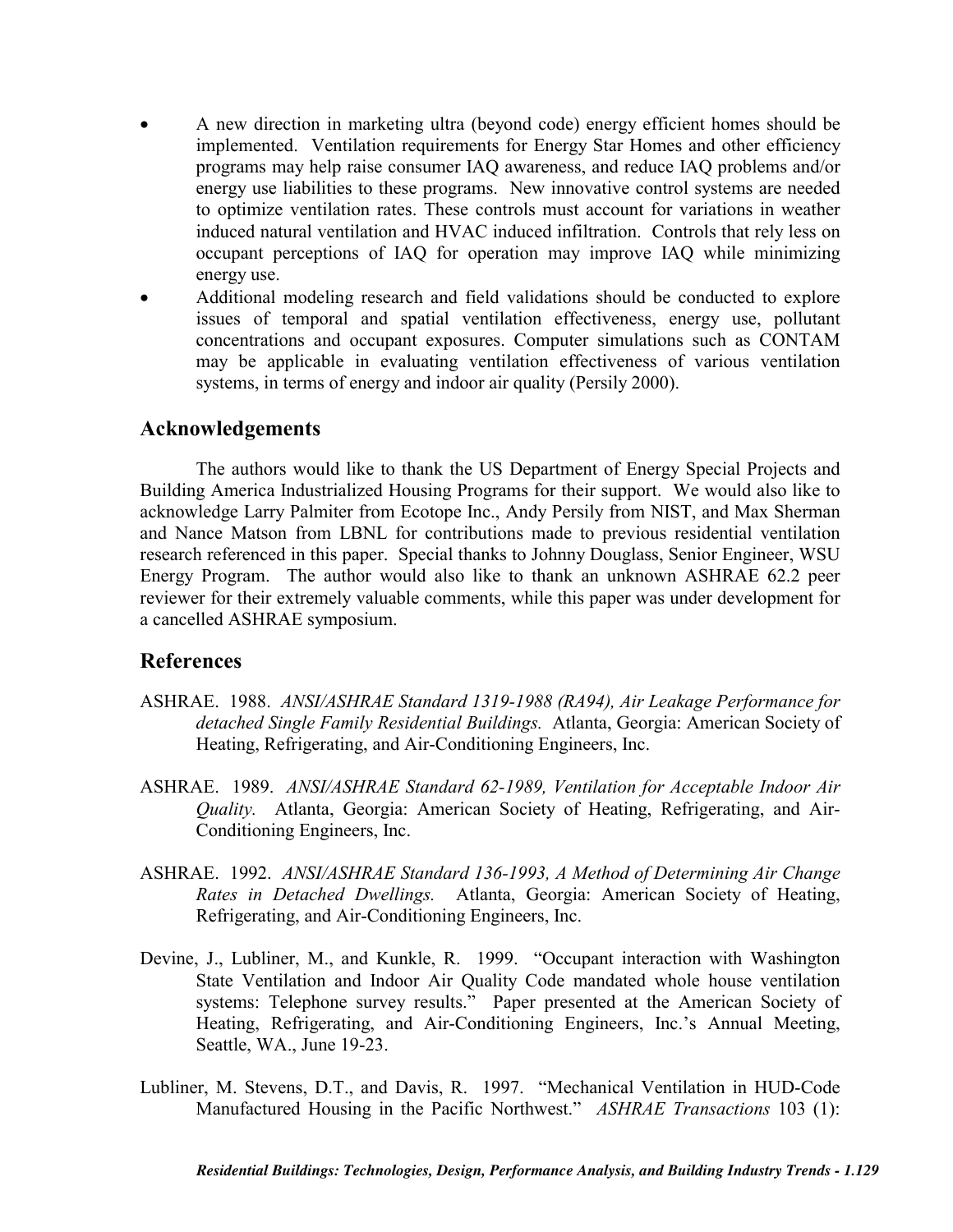- A new direction in marketing ultra (beyond code) energy efficient homes should be implemented. Ventilation requirements for Energy Star Homes and other efficiency programs may help raise consumer IAQ awareness, and reduce IAQ problems and/or energy use liabilities to these programs. New innovative control systems are needed to optimize ventilation rates. These controls must account for variations in weather induced natural ventilation and HVAC induced infiltration. Controls that rely less on occupant perceptions of IAQ for operation may improve IAQ while minimizing energy use.
- Additional modeling research and field validations should be conducted to explore issues of temporal and spatial ventilation effectiveness, energy use, pollutant concentrations and occupant exposures. Computer simulations such as CONTAM may be applicable in evaluating ventilation effectiveness of various ventilation systems, in terms of energy and indoor air quality (Persily 2000).

## Acknowledgements

The authors would like to thank the US Department of Energy Special Projects and Building America Industrialized Housing Programs for their support. We would also like to acknowledge Larry Palmiter from Ecotope Inc., Andy Persily from NIST, and Max Sherman and Nance Matson from LBNL for contributions made to previous residential ventilation research referenced in this paper. Special thanks to Johnny Douglass, Senior Engineer, WSU Energy Program. The author would also like to thank an unknown ASHRAE 62.2 peer reviewer for their extremely valuable comments, while this paper was under development for a cancelled ASHRAE symposium.

## References

ASHRAE. 1988. *ANSI/ASHRAE Standard 1319-1988 (RA94), Air Leakage Performance for detached Single Family Residential Buildings.* Atlanta, Georgia: American Society of Heating, Refrigerating, and Air-Conditioning Engineers, Inc.

ASHRAE. 1989. *ANSI/ASHRAE Standard 62-1989, Ventilation for Acceptable Indoor Air Quality.* Atlanta, Georgia: American Society of Heating, Refrigerating, and Air-Conditioning Engineers, Inc.

ASHRAE. 1992. *ANSI/ASHRAE Standard 136-1993, A Method of Determining Air Change Rates in Detached Dwellings.* Atlanta, Georgia: American Society of Heating, Refrigerating, and Air-Conditioning Engineers, Inc.

Devine, J., Lubliner, M., and Kunkle, R. 1999. "Occupant interaction with Washington State Ventilation and Indoor Air Quality Code mandated whole house ventilation systems: Telephone survey results." Paper presented at the American Society of Heating, Refrigerating, and Air-Conditioning Engineers, Inc.'s Annual Meeting, Seattle, WA., June 19-23.

Lubliner, M. Stevens, D.T., and Davis, R. 1997. "Mechanical Ventilation in HUD-Code Manufactured Housing in the Pacific Northwest." *ASHRAE Transactions* 103 (1):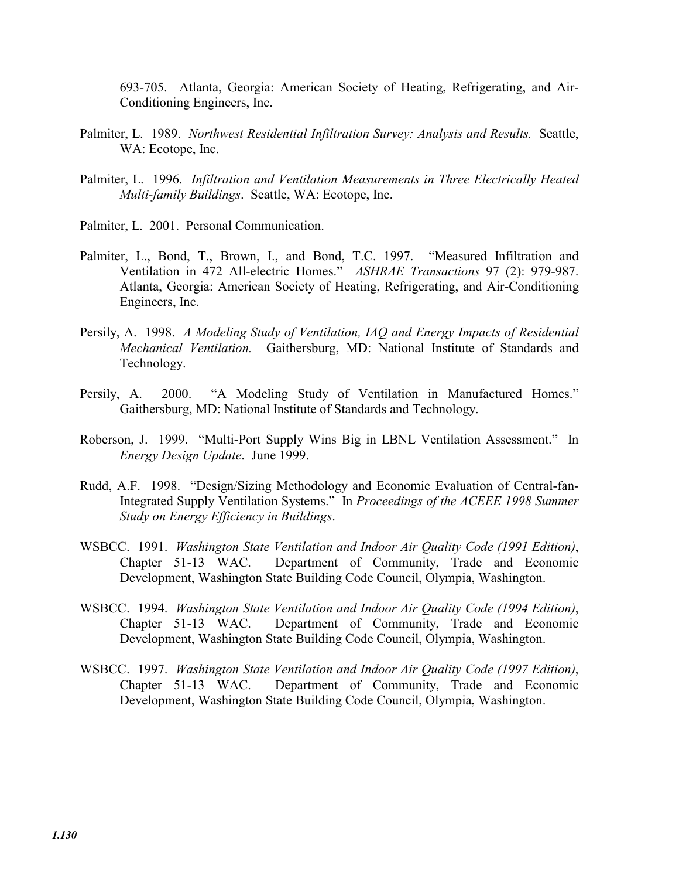693-705. Atlanta, Georgia: American Society of Heating, Refrigerating, and Air-Conditioning Engineers, Inc.

Palmiter, L. 1989. *Northwest Residential Infiltration Survey: Analysis and Results.* Seattle, WA: Ecotope, Inc.

Palmiter, L. 1996. *Infiltration and Ventilation Measurements in Three Electrically Heated Multi-family Buildings*. Seattle, WA: Ecotope, Inc.

Palmiter, L. 2001. Personal Communication.

Palmiter, L., Bond, T., Brown, I., and Bond, T.C. 1997. "Measured Infiltration and Ventilation in 472 All-electric Homes." *ASHRAE Transactions* 97 (2): 979-987. Atlanta, Georgia: American Society of Heating, Refrigerating, and Air-Conditioning Engineers, Inc.

Persily, A. 1998. *A Modeling Study of Ventilation, IAQ and Energy Impacts of Residential Mechanical Ventilation.* Gaithersburg, MD: National Institute of Standards and Technology.

Persily, A. 2000. "A Modeling Study of Ventilation in Manufactured Homes." Gaithersburg, MD: National Institute of Standards and Technology.

Roberson, J. 1999. "Multi-Port Supply Wins Big in LBNL Ventilation Assessment." In *Energy Design Update*. June 1999.

Rudd, A.F. 1998. "Design/Sizing Methodology and Economic Evaluation of Central-fan-Integrated Supply Ventilation Systems." In *Proceedings of the ACEEE 1998 Summer Study on Energy Efficiency in Buildings*.

WSBCC. 1991. *Washington State Ventilation and Indoor Air Quality Code (1991 Edition)*, Chapter 51-13 WAC. Department of Community, Trade and Economic Development, Washington State Building Code Council, Olympia, Washington.

WSBCC. 1994. *Washington State Ventilation and Indoor Air Quality Code (1994 Edition)*, Chapter 51-13 WAC. Department of Community, Trade and Economic Development, Washington State Building Code Council, Olympia, Washington.

WSBCC. 1997. *Washington State Ventilation and Indoor Air Quality Code (1997 Edition)*, Chapter 51-13 WAC. Department of Community, Trade and Economic Development, Washington State Building Code Council, Olympia, Washington.